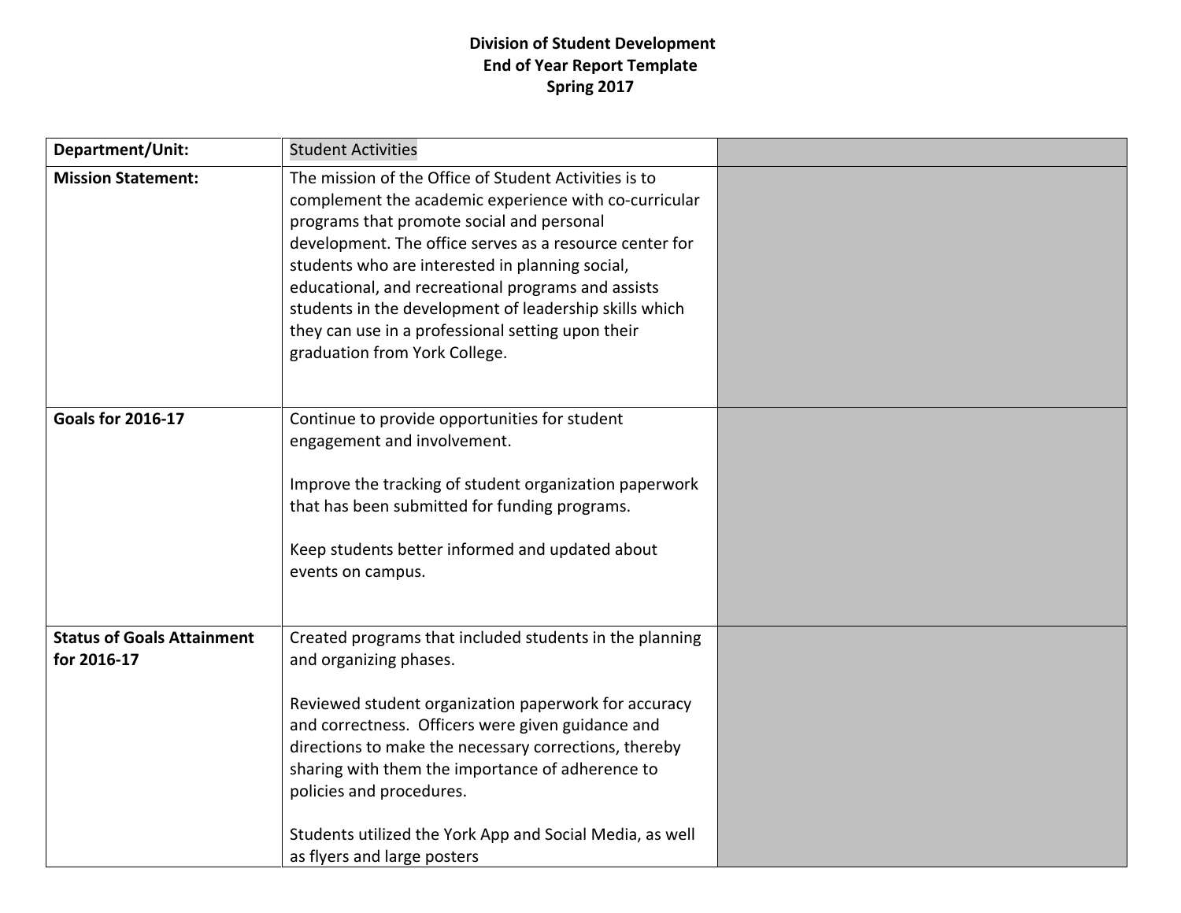**Division of Student Development**
**End of Year Report Template**
**Spring 2017**

| **Department/Unit:** | Student Activities | |
|---|---|---|
| **Mission Statement:** | The mission of the Office of Student Activities is to complement the academic experience with co-curricular programs that promote social and personal development. The office serves as a resource center for students who are interested in planning social, educational, and recreational programs and assists students in the development of leadership skills which they can use in a professional setting upon their graduation from York College. | |
| **Goals for 2016-17** | Continue to provide opportunities for student engagement and involvement.<br><br>Improve the tracking of student organization paperwork that has been submitted for funding programs.<br><br>Keep students better informed and updated about events on campus. | |
| **Status of Goals Attainment for 2016-17** | Created programs that included students in the planning and organizing phases.<br><br>Reviewed student organization paperwork for accuracy and correctness. Officers were given guidance and directions to make the necessary corrections, thereby sharing with them the importance of adherence to policies and procedures.<br><br>Students utilized the York App and Social Media, as well as flyers and large posters | |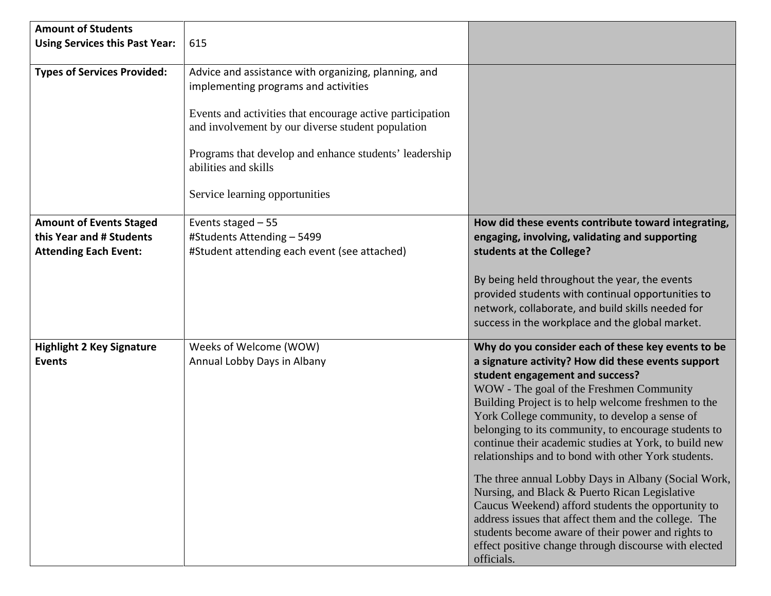| **Amount of Students Using Services this Past Year:** | 615 | |
|---|---|---|
| **Types of Services Provided:** | Advice and assistance with organizing, planning, and implementing programs and activities<br><br>Events and activities that encourage active participation and involvement by our diverse student population<br><br>Programs that develop and enhance students' leadership abilities and skills<br><br>Service learning opportunities | |
| **Amount of Events Staged this Year and # Students Attending Each Event:** | Events staged – 55<br>#Students Attending – 5499<br>#Student attending each event (see attached) | **How did these events contribute toward integrating, engaging, involving, validating and supporting students at the College?**<br><br>By being held throughout the year, the events provided students with continual opportunities to network, collaborate, and build skills needed for success in the workplace and the global market. |
| **Highlight 2 Key Signature Events** | Weeks of Welcome (WOW)<br>Annual Lobby Days in Albany | **Why do you consider each of these key events to be a signature activity? How did these events support student engagement and success?**<br>WOW - The goal of the Freshmen Community Building Project is to help welcome freshmen to the York College community, to develop a sense of belonging to its community, to encourage students to continue their academic studies at York, to build new relationships and to bond with other York students.<br><br>The three annual Lobby Days in Albany (Social Work, Nursing, and Black & Puerto Rican Legislative Caucus Weekend) afford students the opportunity to address issues that affect them and the college. The students become aware of their power and rights to effect positive change through discourse with elected officials. |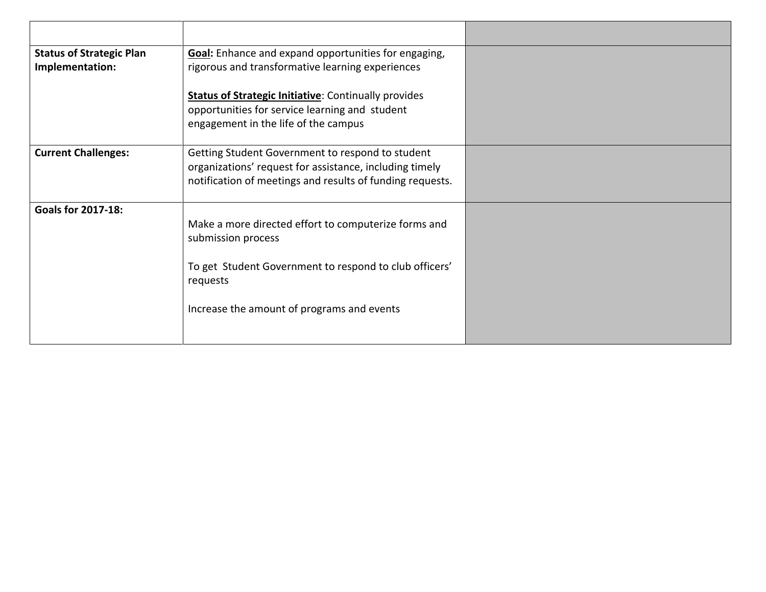| | | |
|---|---|---|
| | | |
| **Status of Strategic Plan Implementation:** | **Goal:** Enhance and expand opportunities for engaging, rigorous and transformative learning experiences<br><br>**Status of Strategic Initiative**: Continually provides opportunities for service learning and student engagement in the life of the campus | |
| **Current Challenges:** | Getting Student Government to respond to student organizations' request for assistance, including timely notification of meetings and results of funding requests. | |
| **Goals for 2017-18:** | Make a more directed effort to computerize forms and submission process<br><br>To get Student Government to respond to club officers' requests<br><br>Increase the amount of programs and events | |